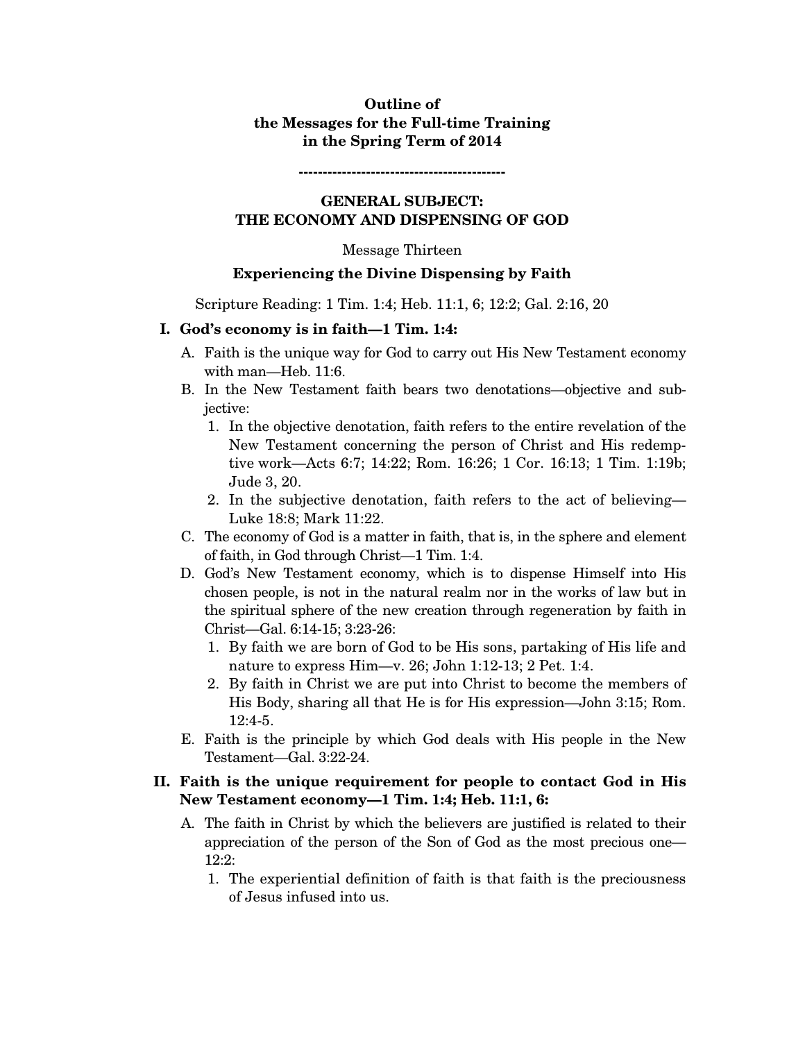**Outline of**
**the Messages for the Full-time Training**
**in the Spring Term of 2014**

-------------------------------------------

## GENERAL SUBJECT: THE ECONOMY AND DISPENSING OF GOD

Message Thirteen

### Experiencing the Divine Dispensing by Faith

Scripture Reading: 1 Tim. 1:4; Heb. 11:1, 6; 12:2; Gal. 2:16, 20

**I. God's economy is in faith—1 Tim. 1:4:**

A. Faith is the unique way for God to carry out His New Testament economy with man—Heb. 11:6.

B. In the New Testament faith bears two denotations—objective and subjective:

1. In the objective denotation, faith refers to the entire revelation of the New Testament concerning the person of Christ and His redemptive work—Acts 6:7; 14:22; Rom. 16:26; 1 Cor. 16:13; 1 Tim. 1:19b; Jude 3, 20.
2. In the subjective denotation, faith refers to the act of believing—Luke 18:8; Mark 11:22.

C. The economy of God is a matter in faith, that is, in the sphere and element of faith, in God through Christ—1 Tim. 1:4.

D. God's New Testament economy, which is to dispense Himself into His chosen people, is not in the natural realm nor in the works of law but in the spiritual sphere of the new creation through regeneration by faith in Christ—Gal. 6:14-15; 3:23-26:

1. By faith we are born of God to be His sons, partaking of His life and nature to express Him—v. 26; John 1:12-13; 2 Pet. 1:4.
2. By faith in Christ we are put into Christ to become the members of His Body, sharing all that He is for His expression—John 3:15; Rom. 12:4-5.

E. Faith is the principle by which God deals with His people in the New Testament—Gal. 3:22-24.

**II. Faith is the unique requirement for people to contact God in His New Testament economy—1 Tim. 1:4; Heb. 11:1, 6:**

A. The faith in Christ by which the believers are justified is related to their appreciation of the person of the Son of God as the most precious one—12:2:

1. The experiential definition of faith is that faith is the preciousness of Jesus infused into us.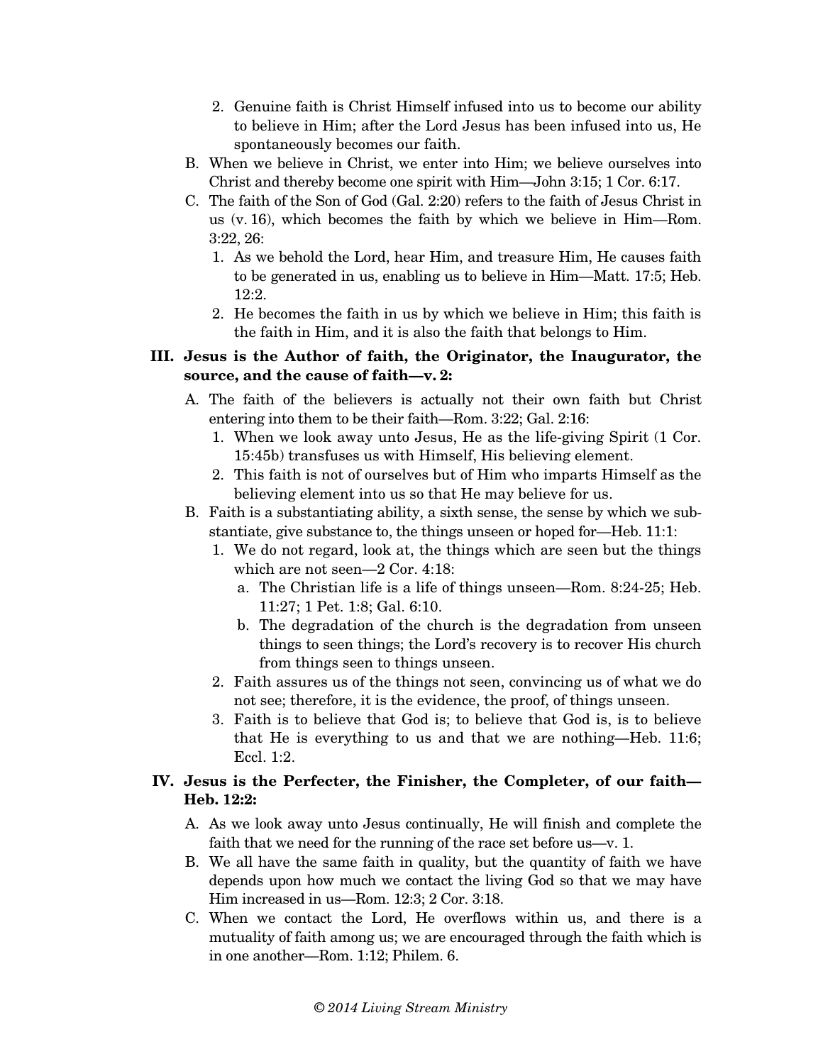2. Genuine faith is Christ Himself infused into us to become our ability to believe in Him; after the Lord Jesus has been infused into us, He spontaneously becomes our faith.

B. When we believe in Christ, we enter into Him; we believe ourselves into Christ and thereby become one spirit with Him—John 3:15; 1 Cor. 6:17.

C. The faith of the Son of God (Gal. 2:20) refers to the faith of Jesus Christ in us (v. 16), which becomes the faith by which we believe in Him—Rom. 3:22, 26:

1. As we behold the Lord, hear Him, and treasure Him, He causes faith to be generated in us, enabling us to believe in Him—Matt. 17:5; Heb. 12:2.
2. He becomes the faith in us by which we believe in Him; this faith is the faith in Him, and it is also the faith that belongs to Him.

**III. Jesus is the Author of faith, the Originator, the Inaugurator, the source, and the cause of faith—v. 2:**

A. The faith of the believers is actually not their own faith but Christ entering into them to be their faith—Rom. 3:22; Gal. 2:16:

1. When we look away unto Jesus, He as the life-giving Spirit (1 Cor. 15:45b) transfuses us with Himself, His believing element.
2. This faith is not of ourselves but of Him who imparts Himself as the believing element into us so that He may believe for us.

B. Faith is a substantiating ability, a sixth sense, the sense by which we substantiate, give substance to, the things unseen or hoped for—Heb. 11:1:

1. We do not regard, look at, the things which are seen but the things which are not seen—2 Cor. 4:18:
   a. The Christian life is a life of things unseen—Rom. 8:24-25; Heb. 11:27; 1 Pet. 1:8; Gal. 6:10.
   b. The degradation of the church is the degradation from unseen things to seen things; the Lord's recovery is to recover His church from things seen to things unseen.
2. Faith assures us of the things not seen, convincing us of what we do not see; therefore, it is the evidence, the proof, of things unseen.
3. Faith is to believe that God is; to believe that God is, is to believe that He is everything to us and that we are nothing—Heb. 11:6; Eccl. 1:2.

**IV. Jesus is the Perfecter, the Finisher, the Completer, of our faith—Heb. 12:2:**

A. As we look away unto Jesus continually, He will finish and complete the faith that we need for the running of the race set before us—v. 1.

B. We all have the same faith in quality, but the quantity of faith we have depends upon how much we contact the living God so that we may have Him increased in us—Rom. 12:3; 2 Cor. 3:18.

C. When we contact the Lord, He overflows within us, and there is a mutuality of faith among us; we are encouraged through the faith which is in one another—Rom. 1:12; Philem. 6.

*© 2014 Living Stream Ministry*